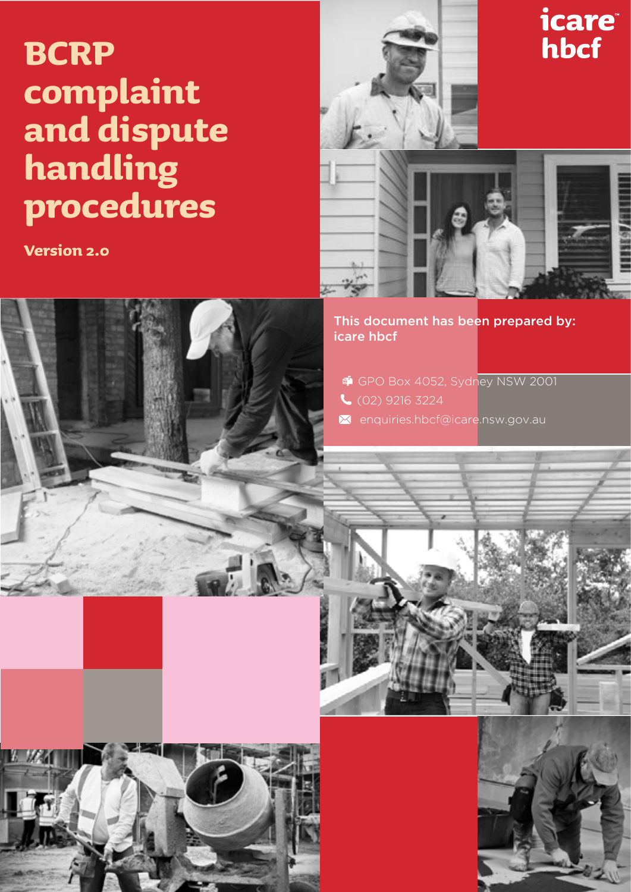# BCRP complaint and dispute handling procedures

**Version 2.0**

icare hbcf

**This document has been prepared by:**
**icare hbcf**

GPO Box 4052, Sydney NSW 2001
(02) 9216 3224
enquiries.hbcf@icare.nsw.gov.au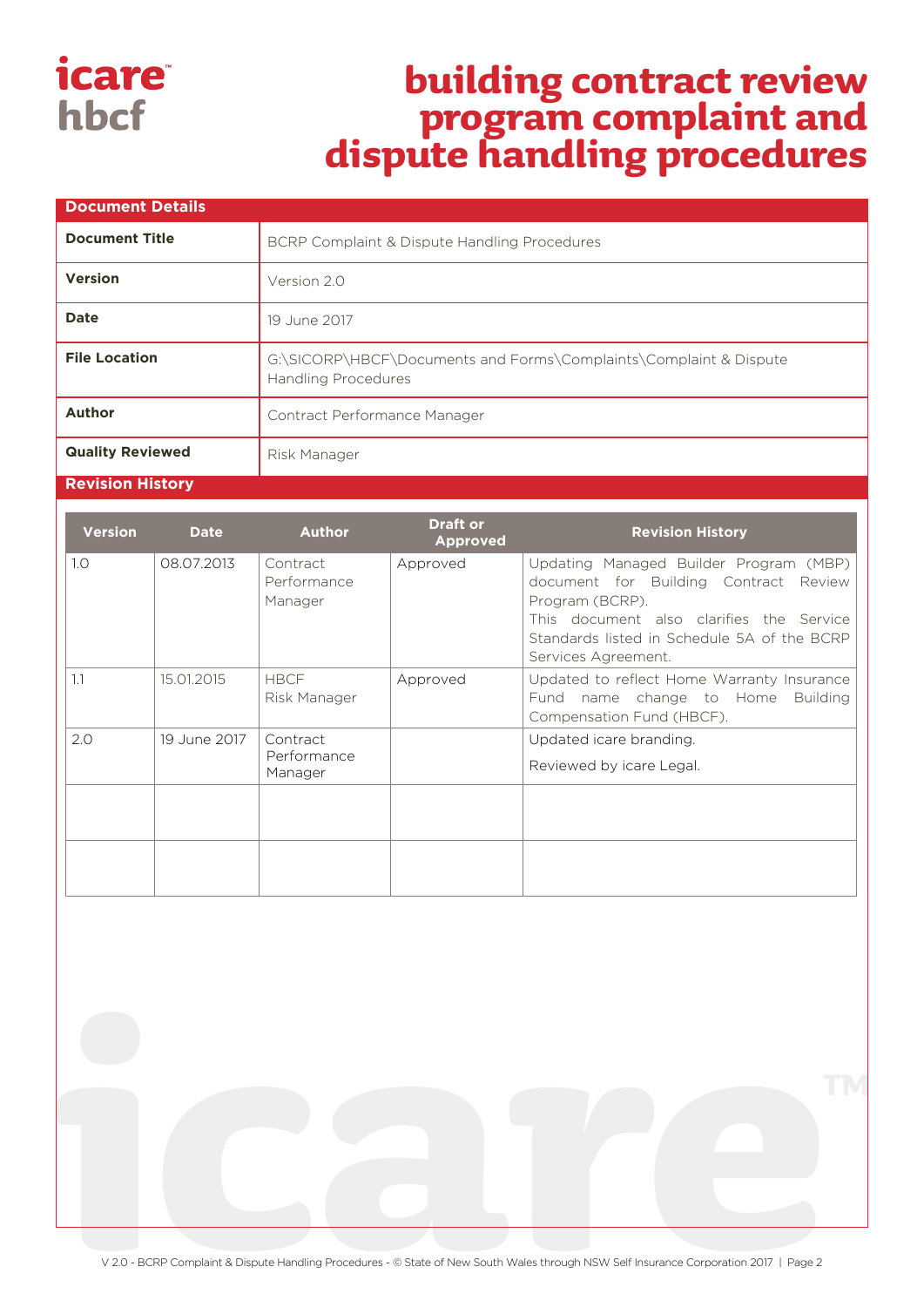# building contract review program complaint and dispute handling procedures

| Document Details | |
|---|---|
| **Document Title** | BCRP Complaint & Dispute Handling Procedures |
| **Version** | Version 2.0 |
| **Date** | 19 June 2017 |
| **File Location** | G:\SICORP\HBCF\Documents and Forms\Complaints\Complaint & Dispute Handling Procedures |
| **Author** | Contract Performance Manager |
| **Quality Reviewed** | Risk Manager |

**Revision History**

| Version | Date | Author | Draft or Approved | Revision History |
|---|---|---|---|---|
| 1.0 | 08.07.2013 | Contract Performance Manager | Approved | Updating Managed Builder Program (MBP) document for Building Contract Review Program (BCRP).<br>This document also clarifies the Service Standards listed in Schedule 5A of the BCRP Services Agreement. |
| 1.1 | 15.01.2015 | HBCF Risk Manager | Approved | Updated to reflect Home Warranty Insurance Fund name change to Home Building Compensation Fund (HBCF). |
| 2.0 | 19 June 2017 | Contract Performance Manager | | Updated icare branding.<br>Reviewed by icare Legal. |
| | | | | |
| | | | | |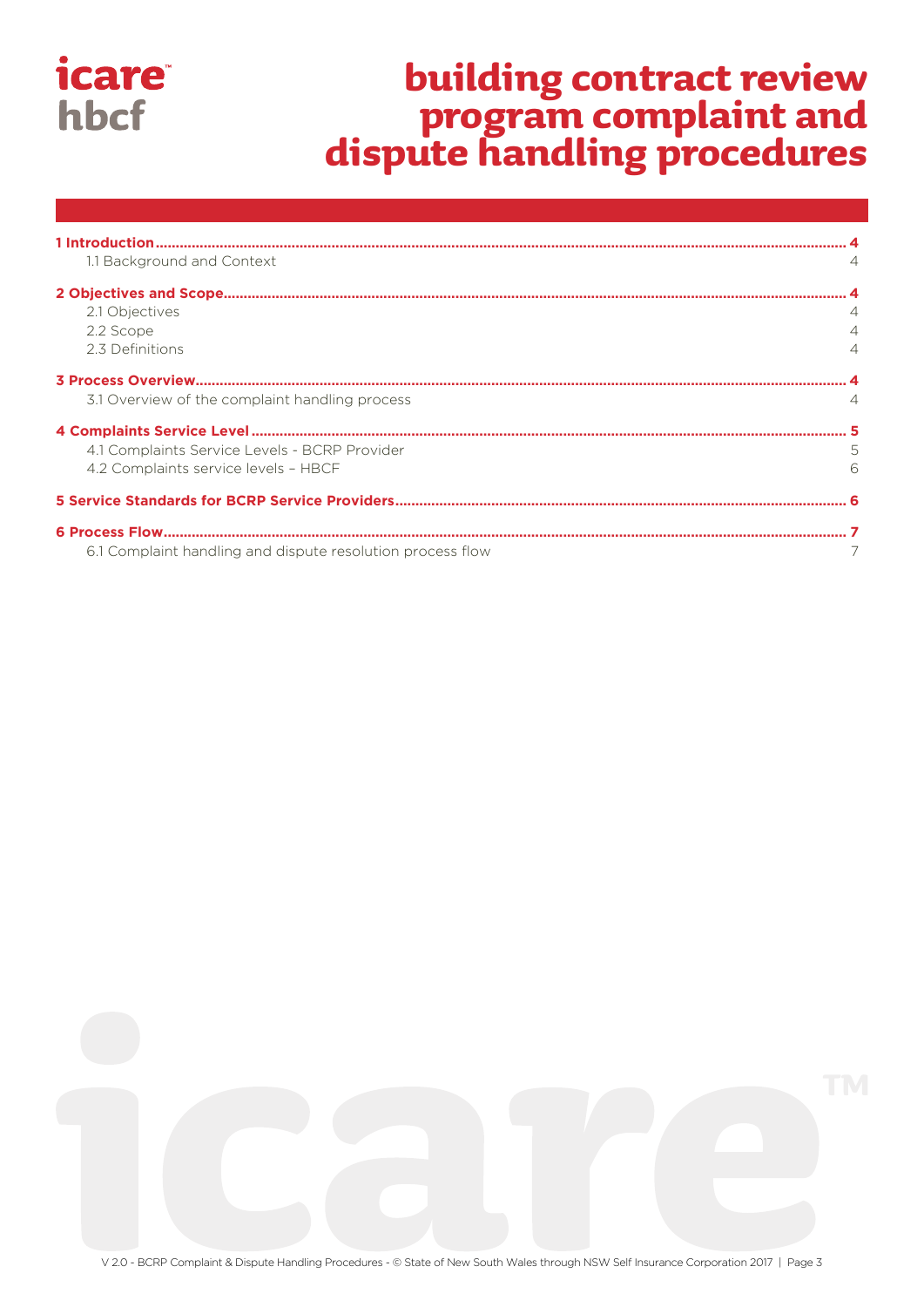# building contract review program complaint and dispute handling procedures

| | |
|---|---|
| **1 Introduction** | **4** |
| 1.1 Background and Context | 4 |
| **2 Objectives and Scope** | **4** |
| 2.1 Objectives | 4 |
| 2.2 Scope | 4 |
| 2.3 Definitions | 4 |
| **3 Process Overview** | **4** |
| 3.1 Overview of the complaint handling process | 4 |
| **4 Complaints Service Level** | **5** |
| 4.1 Complaints Service Levels - BCRP Provider | 5 |
| 4.2 Complaints service levels – HBCF | 6 |
| **5 Service Standards for BCRP Service Providers** | **6** |
| **6 Process Flow** | **7** |
| 6.1 Complaint handling and dispute resolution process flow | 7 |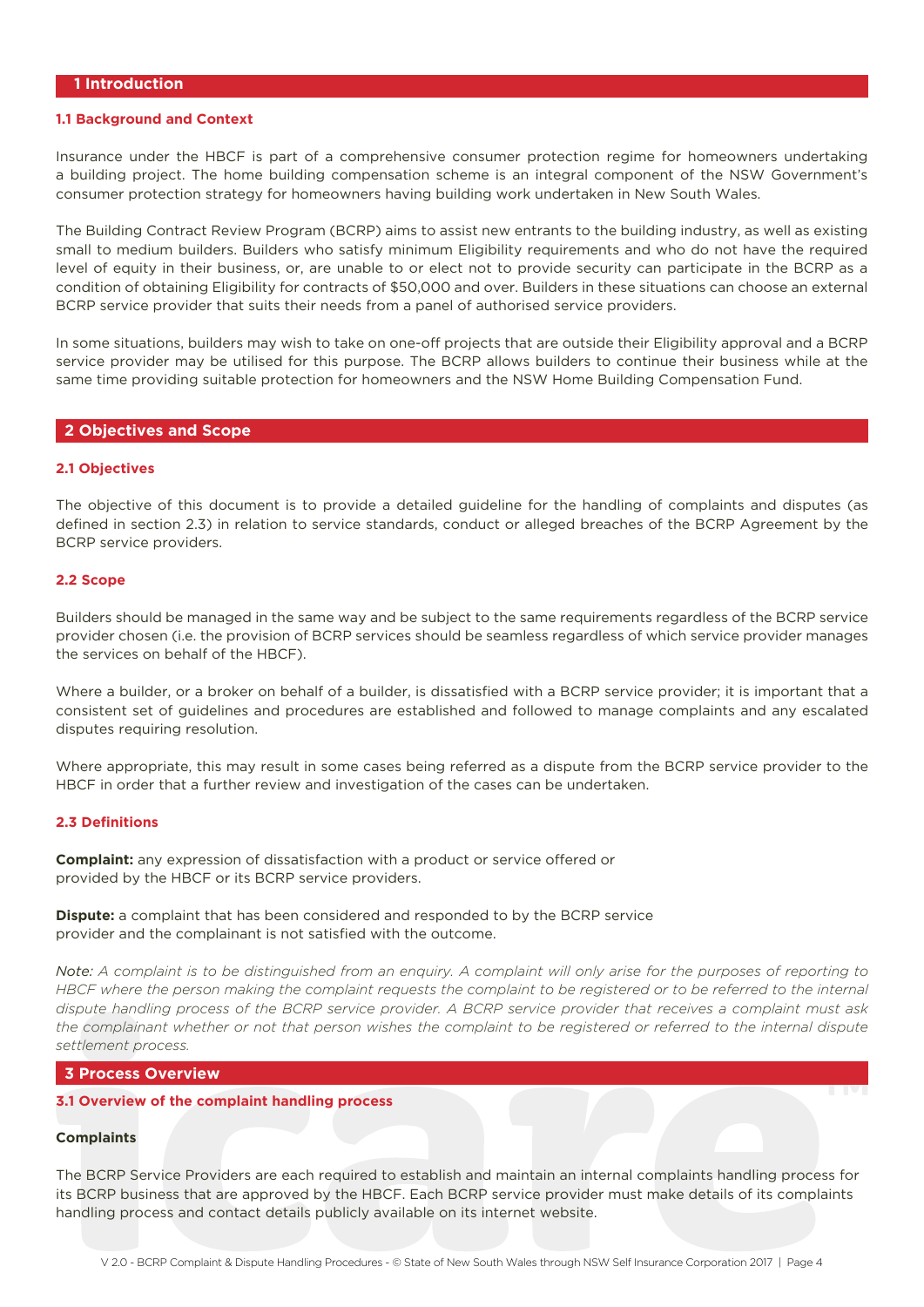## 1 Introduction

### 1.1 Background and Context

Insurance under the HBCF is part of a comprehensive consumer protection regime for homeowners undertaking a building project. The home building compensation scheme is an integral component of the NSW Government's consumer protection strategy for homeowners having building work undertaken in New South Wales.

The Building Contract Review Program (BCRP) aims to assist new entrants to the building industry, as well as existing small to medium builders. Builders who satisfy minimum Eligibility requirements and who do not have the required level of equity in their business, or, are unable to or elect not to provide security can participate in the BCRP as a condition of obtaining Eligibility for contracts of $50,000 and over. Builders in these situations can choose an external BCRP service provider that suits their needs from a panel of authorised service providers.

In some situations, builders may wish to take on one-off projects that are outside their Eligibility approval and a BCRP service provider may be utilised for this purpose. The BCRP allows builders to continue their business while at the same time providing suitable protection for homeowners and the NSW Home Building Compensation Fund.

## 2 Objectives and Scope

### 2.1 Objectives

The objective of this document is to provide a detailed guideline for the handling of complaints and disputes (as defined in section 2.3) in relation to service standards, conduct or alleged breaches of the BCRP Agreement by the BCRP service providers.

### 2.2 Scope

Builders should be managed in the same way and be subject to the same requirements regardless of the BCRP service provider chosen (i.e. the provision of BCRP services should be seamless regardless of which service provider manages the services on behalf of the HBCF).

Where a builder, or a broker on behalf of a builder, is dissatisfied with a BCRP service provider; it is important that a consistent set of guidelines and procedures are established and followed to manage complaints and any escalated disputes requiring resolution.

Where appropriate, this may result in some cases being referred as a dispute from the BCRP service provider to the HBCF in order that a further review and investigation of the cases can be undertaken.

### 2.3 Definitions

**Complaint:** any expression of dissatisfaction with a product or service offered or provided by the HBCF or its BCRP service providers.

**Dispute:** a complaint that has been considered and responded to by the BCRP service provider and the complainant is not satisfied with the outcome.

*Note: A complaint is to be distinguished from an enquiry. A complaint will only arise for the purposes of reporting to HBCF where the person making the complaint requests the complaint to be registered or to be referred to the internal dispute handling process of the BCRP service provider. A BCRP service provider that receives a complaint must ask the complainant whether or not that person wishes the complaint to be registered or referred to the internal dispute settlement process.*

## 3 Process Overview

### 3.1 Overview of the complaint handling process

**Complaints**

The BCRP Service Providers are each required to establish and maintain an internal complaints handling process for its BCRP business that are approved by the HBCF. Each BCRP service provider must make details of its complaints handling process and contact details publicly available on its internet website.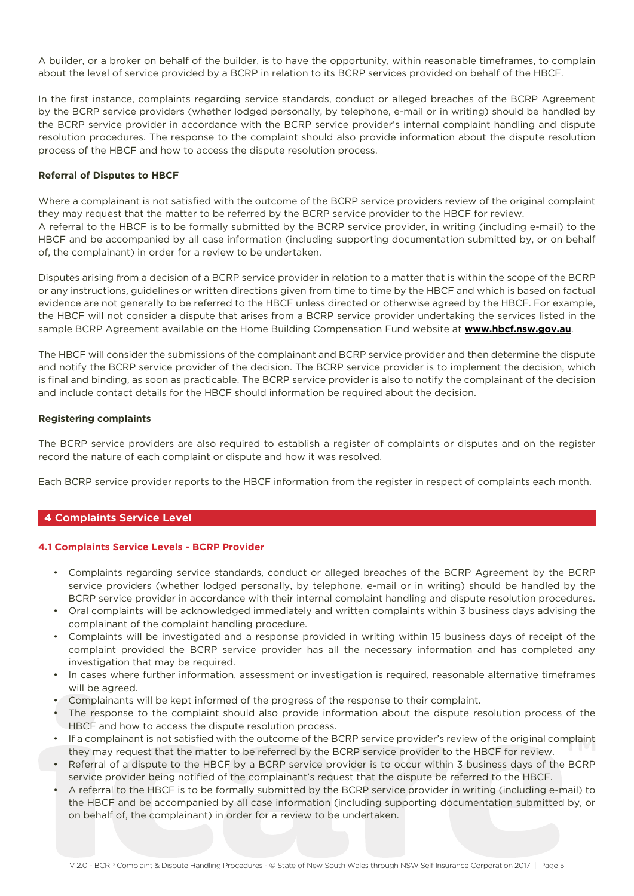A builder, or a broker on behalf of the builder, is to have the opportunity, within reasonable timeframes, to complain about the level of service provided by a BCRP in relation to its BCRP services provided on behalf of the HBCF.

In the first instance, complaints regarding service standards, conduct or alleged breaches of the BCRP Agreement by the BCRP service providers (whether lodged personally, by telephone, e-mail or in writing) should be handled by the BCRP service provider in accordance with the BCRP service provider's internal complaint handling and dispute resolution procedures. The response to the complaint should also provide information about the dispute resolution process of the HBCF and how to access the dispute resolution process.

**Referral of Disputes to HBCF**

Where a complainant is not satisfied with the outcome of the BCRP service providers review of the original complaint they may request that the matter to be referred by the BCRP service provider to the HBCF for review.
A referral to the HBCF is to be formally submitted by the BCRP service provider, in writing (including e-mail) to the HBCF and be accompanied by all case information (including supporting documentation submitted by, or on behalf of, the complainant) in order for a review to be undertaken.

Disputes arising from a decision of a BCRP service provider in relation to a matter that is within the scope of the BCRP or any instructions, guidelines or written directions given from time to time by the HBCF and which is based on factual evidence are not generally to be referred to the HBCF unless directed or otherwise agreed by the HBCF. For example, the HBCF will not consider a dispute that arises from a BCRP service provider undertaking the services listed in the sample BCRP Agreement available on the Home Building Compensation Fund website at **www.hbcf.nsw.gov.au**.

The HBCF will consider the submissions of the complainant and BCRP service provider and then determine the dispute and notify the BCRP service provider of the decision. The BCRP service provider is to implement the decision, which is final and binding, as soon as practicable. The BCRP service provider is also to notify the complainant of the decision and include contact details for the HBCF should information be required about the decision.

**Registering complaints**

The BCRP service providers are also required to establish a register of complaints or disputes and on the register record the nature of each complaint or dispute and how it was resolved.

Each BCRP service provider reports to the HBCF information from the register in respect of complaints each month.

## 4 Complaints Service Level

### 4.1 Complaints Service Levels - BCRP Provider

- Complaints regarding service standards, conduct or alleged breaches of the BCRP Agreement by the BCRP service providers (whether lodged personally, by telephone, e-mail or in writing) should be handled by the BCRP service provider in accordance with their internal complaint handling and dispute resolution procedures.
- Oral complaints will be acknowledged immediately and written complaints within 3 business days advising the complainant of the complaint handling procedure.
- Complaints will be investigated and a response provided in writing within 15 business days of receipt of the complaint provided the BCRP service provider has all the necessary information and has completed any investigation that may be required.
- In cases where further information, assessment or investigation is required, reasonable alternative timeframes will be agreed.
- Complainants will be kept informed of the progress of the response to their complaint.
- The response to the complaint should also provide information about the dispute resolution process of the HBCF and how to access the dispute resolution process.
- If a complainant is not satisfied with the outcome of the BCRP service provider's review of the original complaint they may request that the matter to be referred by the BCRP service provider to the HBCF for review.
- Referral of a dispute to the HBCF by a BCRP service provider is to occur within 3 business days of the BCRP service provider being notified of the complainant's request that the dispute be referred to the HBCF.
- A referral to the HBCF is to be formally submitted by the BCRP service provider in writing (including e-mail) to the HBCF and be accompanied by all case information (including supporting documentation submitted by, or on behalf of, the complainant) in order for a review to be undertaken.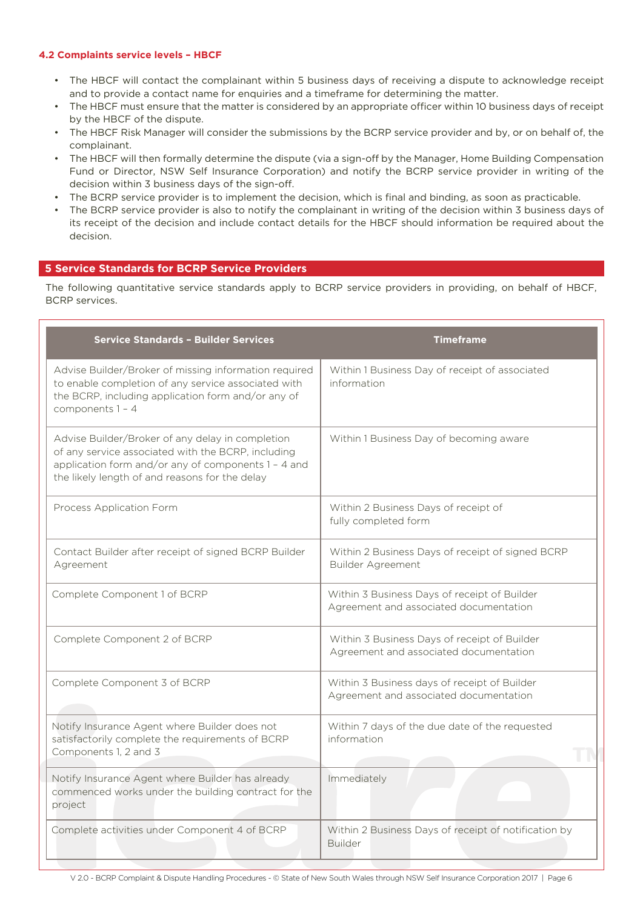### 4.2 Complaints service levels – HBCF

- The HBCF will contact the complainant within 5 business days of receiving a dispute to acknowledge receipt and to provide a contact name for enquiries and a timeframe for determining the matter.
- The HBCF must ensure that the matter is considered by an appropriate officer within 10 business days of receipt by the HBCF of the dispute.
- The HBCF Risk Manager will consider the submissions by the BCRP service provider and by, or on behalf of, the complainant.
- The HBCF will then formally determine the dispute (via a sign-off by the Manager, Home Building Compensation Fund or Director, NSW Self Insurance Corporation) and notify the BCRP service provider in writing of the decision within 3 business days of the sign-off.
- The BCRP service provider is to implement the decision, which is final and binding, as soon as practicable.
- The BCRP service provider is also to notify the complainant in writing of the decision within 3 business days of its receipt of the decision and include contact details for the HBCF should information be required about the decision.

## 5 Service Standards for BCRP Service Providers

The following quantitative service standards apply to BCRP service providers in providing, on behalf of HBCF, BCRP services.

| Service Standards – Builder Services | Timeframe |
|---|---|
| Advise Builder/Broker of missing information required to enable completion of any service associated with the BCRP, including application form and/or any of components 1 – 4 | Within 1 Business Day of receipt of associated information |
| Advise Builder/Broker of any delay in completion of any service associated with the BCRP, including application form and/or any of components 1 – 4 and the likely length of and reasons for the delay | Within 1 Business Day of becoming aware |
| Process Application Form | Within 2 Business Days of receipt of fully completed form |
| Contact Builder after receipt of signed BCRP Builder Agreement | Within 2 Business Days of receipt of signed BCRP Builder Agreement |
| Complete Component 1 of BCRP | Within 3 Business Days of receipt of Builder Agreement and associated documentation |
| Complete Component 2 of BCRP | Within 3 Business Days of receipt of Builder Agreement and associated documentation |
| Complete Component 3 of BCRP | Within 3 Business days of receipt of Builder Agreement and associated documentation |
| Notify Insurance Agent where Builder does not satisfactorily complete the requirements of BCRP Components 1, 2 and 3 | Within 7 days of the due date of the requested information |
| Notify Insurance Agent where Builder has already commenced works under the building contract for the project | Immediately |
| Complete activities under Component 4 of BCRP | Within 2 Business Days of receipt of notification by Builder |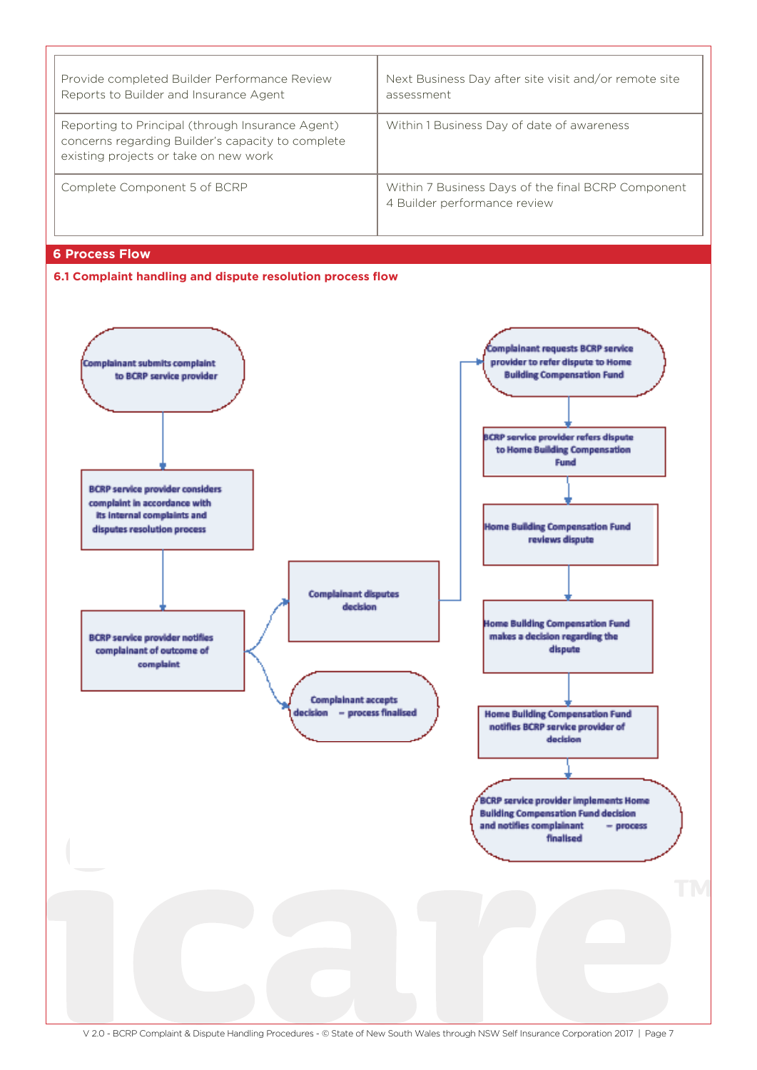| | |
|---|---|
| Provide completed Builder Performance Review Reports to Builder and Insurance Agent | Next Business Day after site visit and/or remote site assessment |
| Reporting to Principal (through Insurance Agent) concerns regarding Builder's capacity to complete existing projects or take on new work | Within 1 Business Day of date of awareness |
| Complete Component 5 of BCRP | Within 7 Business Days of the final BCRP Component 4 Builder performance review |

## 6 Process Flow

### 6.1 Complaint handling and dispute resolution process flow

Complainant submits complaint to BCRP service provider

BCRP service provider considers complaint in accordance with its internal complaints and disputes resolution process

BCRP service provider notifies complainant of outcome of complaint

Complainant disputes decision

Complainant accepts decision – process finalised

Complainant requests BCRP service provider to refer dispute to Home Building Compensation Fund

BCRP service provider refers dispute to Home Building Compensation Fund

Home Building Compensation Fund reviews dispute

Home Building Compensation Fund makes a decision regarding the dispute

Home Building Compensation Fund notifies BCRP service provider of decision

BCRP service provider implements Home Building Compensation Fund decision and notifies complainant – process finalised